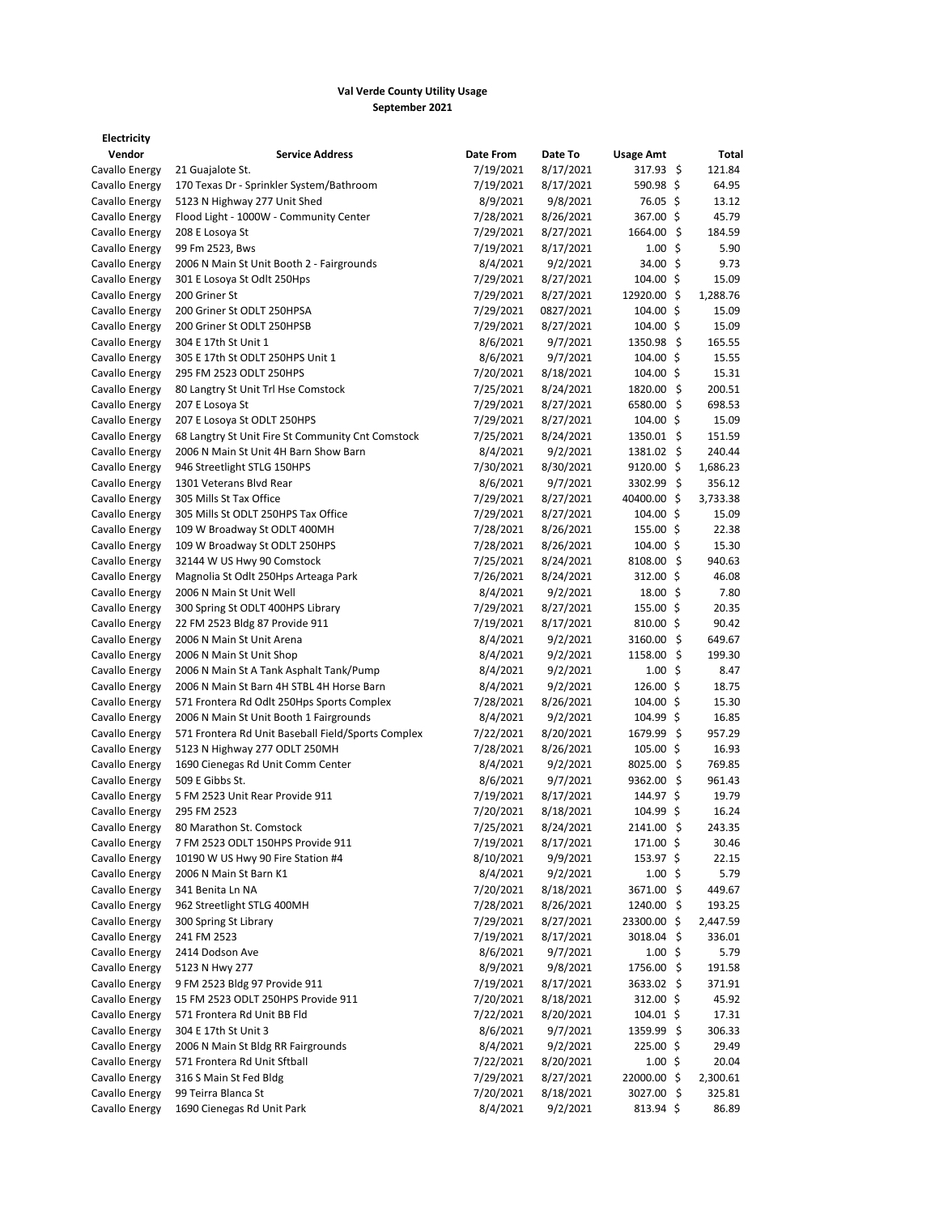**Val Verde County Utility Usage**
**September 2021**

**Electricity**

| Vendor | Service Address | Date From | Date To | Usage Amt | Total |
|---|---|---|---|---|---|
| Cavallo Energy | 21 Guajalote St. | 7/19/2021 | 8/17/2021 | 317.93 | $ 121.84 |
| Cavallo Energy | 170 Texas Dr - Sprinkler System/Bathroom | 7/19/2021 | 8/17/2021 | 590.98 | $ 64.95 |
| Cavallo Energy | 5123 N Highway 277 Unit Shed | 8/9/2021 | 9/8/2021 | 76.05 | $ 13.12 |
| Cavallo Energy | Flood Light - 1000W - Community Center | 7/28/2021 | 8/26/2021 | 367.00 | $ 45.79 |
| Cavallo Energy | 208 E Losoya St | 7/29/2021 | 8/27/2021 | 1664.00 | $ 184.59 |
| Cavallo Energy | 99 Fm 2523, Bws | 7/19/2021 | 8/17/2021 | 1.00 | $ 5.90 |
| Cavallo Energy | 2006 N Main St Unit Booth 2 - Fairgrounds | 8/4/2021 | 9/2/2021 | 34.00 | $ 9.73 |
| Cavallo Energy | 301 E Losoya St Odlt 250Hps | 7/29/2021 | 8/27/2021 | 104.00 | $ 15.09 |
| Cavallo Energy | 200 Griner St | 7/29/2021 | 8/27/2021 | 12920.00 | $ 1,288.76 |
| Cavallo Energy | 200 Griner St ODLT 250HPSA | 7/29/2021 | 0827/2021 | 104.00 | $ 15.09 |
| Cavallo Energy | 200 Griner St ODLT 250HPSB | 7/29/2021 | 8/27/2021 | 104.00 | $ 15.09 |
| Cavallo Energy | 304 E 17th St Unit 1 | 8/6/2021 | 9/7/2021 | 1350.98 | $ 165.55 |
| Cavallo Energy | 305 E 17th St ODLT 250HPS Unit 1 | 8/6/2021 | 9/7/2021 | 104.00 | $ 15.55 |
| Cavallo Energy | 295 FM 2523 ODLT 250HPS | 7/20/2021 | 8/18/2021 | 104.00 | $ 15.31 |
| Cavallo Energy | 80 Langtry St Unit Trl Hse Comstock | 7/25/2021 | 8/24/2021 | 1820.00 | $ 200.51 |
| Cavallo Energy | 207 E Losoya St | 7/29/2021 | 8/27/2021 | 6580.00 | $ 698.53 |
| Cavallo Energy | 207 E Losoya St ODLT 250HPS | 7/29/2021 | 8/27/2021 | 104.00 | $ 15.09 |
| Cavallo Energy | 68 Langtry St Unit Fire St Community Cnt Comstock | 7/25/2021 | 8/24/2021 | 1350.01 | $ 151.59 |
| Cavallo Energy | 2006 N Main St Unit 4H Barn Show Barn | 8/4/2021 | 9/2/2021 | 1381.02 | $ 240.44 |
| Cavallo Energy | 946 Streetlight STLG 150HPS | 7/30/2021 | 8/30/2021 | 9120.00 | $ 1,686.23 |
| Cavallo Energy | 1301 Veterans Blvd Rear | 8/6/2021 | 9/7/2021 | 3302.99 | $ 356.12 |
| Cavallo Energy | 305 Mills St Tax Office | 7/29/2021 | 8/27/2021 | 40400.00 | $ 3,733.38 |
| Cavallo Energy | 305 Mills St ODLT 250HPS Tax Office | 7/29/2021 | 8/27/2021 | 104.00 | $ 15.09 |
| Cavallo Energy | 109 W Broadway St ODLT 400MH | 7/28/2021 | 8/26/2021 | 155.00 | $ 22.38 |
| Cavallo Energy | 109 W Broadway St ODLT 250HPS | 7/28/2021 | 8/26/2021 | 104.00 | $ 15.30 |
| Cavallo Energy | 32144 W US Hwy 90 Comstock | 7/25/2021 | 8/24/2021 | 8108.00 | $ 940.63 |
| Cavallo Energy | Magnolia St Odlt 250Hps Arteaga Park | 7/26/2021 | 8/24/2021 | 312.00 | $ 46.08 |
| Cavallo Energy | 2006 N Main St Unit Well | 8/4/2021 | 9/2/2021 | 18.00 | $ 7.80 |
| Cavallo Energy | 300 Spring St ODLT 400HPS Library | 7/29/2021 | 8/27/2021 | 155.00 | $ 20.35 |
| Cavallo Energy | 22 FM 2523 Bldg 87 Provide 911 | 7/19/2021 | 8/17/2021 | 810.00 | $ 90.42 |
| Cavallo Energy | 2006 N Main St Unit Arena | 8/4/2021 | 9/2/2021 | 3160.00 | $ 649.67 |
| Cavallo Energy | 2006 N Main St Unit Shop | 8/4/2021 | 9/2/2021 | 1158.00 | $ 199.30 |
| Cavallo Energy | 2006 N Main St A Tank Asphalt Tank/Pump | 8/4/2021 | 9/2/2021 | 1.00 | $ 8.47 |
| Cavallo Energy | 2006 N Main St Barn 4H STBL 4H Horse Barn | 8/4/2021 | 9/2/2021 | 126.00 | $ 18.75 |
| Cavallo Energy | 571 Frontera Rd Odlt 250Hps Sports Complex | 7/28/2021 | 8/26/2021 | 104.00 | $ 15.30 |
| Cavallo Energy | 2006 N Main St Unit Booth 1 Fairgrounds | 8/4/2021 | 9/2/2021 | 104.99 | $ 16.85 |
| Cavallo Energy | 571 Frontera Rd Unit Baseball Field/Sports Complex | 7/22/2021 | 8/20/2021 | 1679.99 | $ 957.29 |
| Cavallo Energy | 5123 N Highway 277 ODLT 250MH | 7/28/2021 | 8/26/2021 | 105.00 | $ 16.93 |
| Cavallo Energy | 1690 Cienegas Rd Unit Comm Center | 8/4/2021 | 9/2/2021 | 8025.00 | $ 769.85 |
| Cavallo Energy | 509 E Gibbs St. | 8/6/2021 | 9/7/2021 | 9362.00 | $ 961.43 |
| Cavallo Energy | 5 FM 2523 Unit Rear Provide 911 | 7/19/2021 | 8/17/2021 | 144.97 | $ 19.79 |
| Cavallo Energy | 295 FM 2523 | 7/20/2021 | 8/18/2021 | 104.99 | $ 16.24 |
| Cavallo Energy | 80 Marathon St. Comstock | 7/25/2021 | 8/24/2021 | 2141.00 | $ 243.35 |
| Cavallo Energy | 7 FM 2523 ODLT 150HPS Provide 911 | 7/19/2021 | 8/17/2021 | 171.00 | $ 30.46 |
| Cavallo Energy | 10190 W US Hwy 90 Fire Station #4 | 8/10/2021 | 9/9/2021 | 153.97 | $ 22.15 |
| Cavallo Energy | 2006 N Main St Barn K1 | 8/4/2021 | 9/2/2021 | 1.00 | $ 5.79 |
| Cavallo Energy | 341 Benita Ln NA | 7/20/2021 | 8/18/2021 | 3671.00 | $ 449.67 |
| Cavallo Energy | 962 Streetlight STLG 400MH | 7/28/2021 | 8/26/2021 | 1240.00 | $ 193.25 |
| Cavallo Energy | 300 Spring St Library | 7/29/2021 | 8/27/2021 | 23300.00 | $ 2,447.59 |
| Cavallo Energy | 241 FM 2523 | 7/19/2021 | 8/17/2021 | 3018.04 | $ 336.01 |
| Cavallo Energy | 2414 Dodson Ave | 8/6/2021 | 9/7/2021 | 1.00 | $ 5.79 |
| Cavallo Energy | 5123 N Hwy 277 | 8/9/2021 | 9/8/2021 | 1756.00 | $ 191.58 |
| Cavallo Energy | 9 FM 2523 Bldg 97 Provide 911 | 7/19/2021 | 8/17/2021 | 3633.02 | $ 371.91 |
| Cavallo Energy | 15 FM 2523 ODLT 250HPS Provide 911 | 7/20/2021 | 8/18/2021 | 312.00 | $ 45.92 |
| Cavallo Energy | 571 Frontera Rd Unit BB Fld | 7/22/2021 | 8/20/2021 | 104.01 | $ 17.31 |
| Cavallo Energy | 304 E 17th St Unit 3 | 8/6/2021 | 9/7/2021 | 1359.99 | $ 306.33 |
| Cavallo Energy | 2006 N Main St Bldg RR Fairgrounds | 8/4/2021 | 9/2/2021 | 225.00 | $ 29.49 |
| Cavallo Energy | 571 Frontera Rd Unit Sftball | 7/22/2021 | 8/20/2021 | 1.00 | $ 20.04 |
| Cavallo Energy | 316 S Main St Fed Bldg | 7/29/2021 | 8/27/2021 | 22000.00 | $ 2,300.61 |
| Cavallo Energy | 99 Teirra Blanca St | 7/20/2021 | 8/18/2021 | 3027.00 | $ 325.81 |
| Cavallo Energy | 1690 Cienegas Rd Unit Park | 8/4/2021 | 9/2/2021 | 813.94 | $ 86.89 |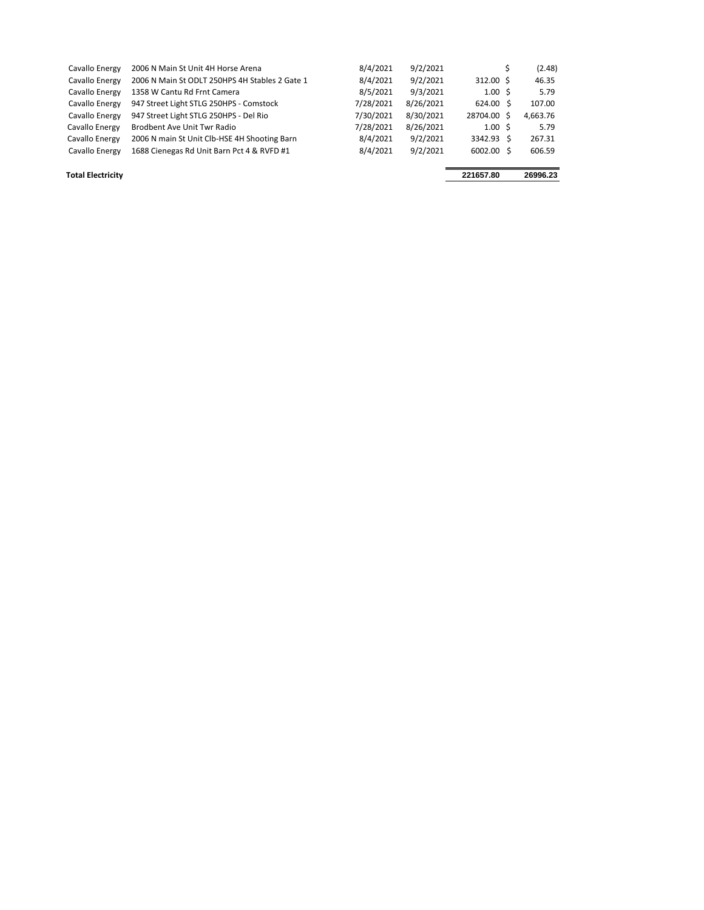| | | | | | |
|---|---|---|---|---|---|
| Cavallo Energy | 2006 N Main St Unit 4H Horse Arena | 8/4/2021 | 9/2/2021 | | $ (2.48) |
| Cavallo Energy | 2006 N Main St ODLT 250HPS 4H Stables 2 Gate 1 | 8/4/2021 | 9/2/2021 | 312.00 | $ 46.35 |
| Cavallo Energy | 1358 W Cantu Rd Frnt Camera | 8/5/2021 | 9/3/2021 | 1.00 | $ 5.79 |
| Cavallo Energy | 947 Street Light STLG 250HPS - Comstock | 7/28/2021 | 8/26/2021 | 624.00 | $ 107.00 |
| Cavallo Energy | 947 Street Light STLG 250HPS - Del Rio | 7/30/2021 | 8/30/2021 | 28704.00 | $ 4,663.76 |
| Cavallo Energy | Brodbent Ave Unit Twr Radio | 7/28/2021 | 8/26/2021 | 1.00 | $ 5.79 |
| Cavallo Energy | 2006 N main St Unit Clb-HSE 4H Shooting Barn | 8/4/2021 | 9/2/2021 | 3342.93 | $ 267.31 |
| Cavallo Energy | 1688 Cienegas Rd Unit Barn Pct 4 & RVFD #1 | 8/4/2021 | 9/2/2021 | 6002.00 | $ 606.59 |
| **Total Electricity** | | | | **221657.80** | **26996.23** |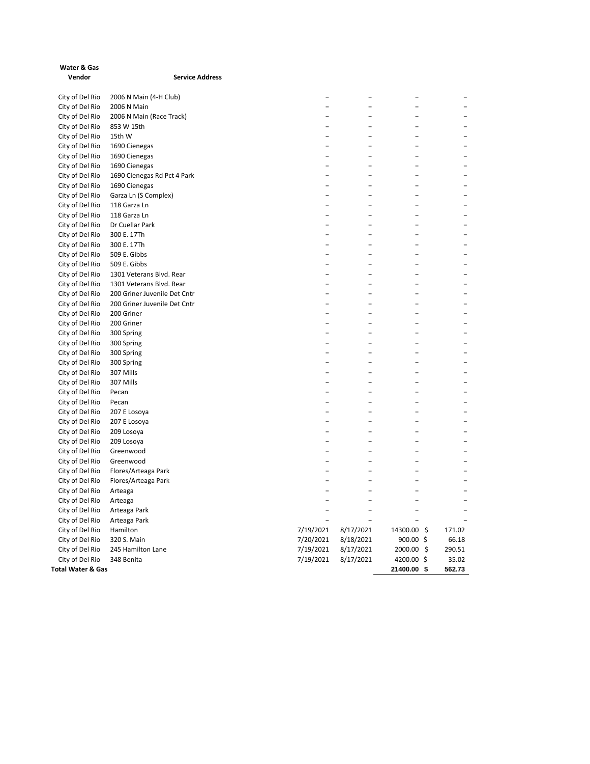**Water & Gas**

| Vendor | Service Address | | | | |
|---|---|---|---|---|---|
| City of Del Rio | 2006 N Main (4-H Club) | – | – | – | – |
| City of Del Rio | 2006 N Main | – | – | – | – |
| City of Del Rio | 2006 N Main (Race Track) | – | – | – | – |
| City of Del Rio | 853 W 15th | – | – | – | – |
| City of Del Rio | 15th W | – | – | – | – |
| City of Del Rio | 1690 Cienegas | – | – | – | – |
| City of Del Rio | 1690 Cienegas | – | – | – | – |
| City of Del Rio | 1690 Cienegas | – | – | – | – |
| City of Del Rio | 1690 Cienegas Rd Pct 4 Park | – | – | – | – |
| City of Del Rio | 1690 Cienegas | – | – | – | – |
| City of Del Rio | Garza Ln (S Complex) | – | – | – | – |
| City of Del Rio | 118 Garza Ln | – | – | – | – |
| City of Del Rio | 118 Garza Ln | – | – | – | – |
| City of Del Rio | Dr Cuellar Park | – | – | – | – |
| City of Del Rio | 300 E. 17Th | – | – | – | – |
| City of Del Rio | 300 E. 17Th | – | – | – | – |
| City of Del Rio | 509 E. Gibbs | – | – | – | – |
| City of Del Rio | 509 E. Gibbs | – | – | – | – |
| City of Del Rio | 1301 Veterans Blvd. Rear | – | – | – | – |
| City of Del Rio | 1301 Veterans Blvd. Rear | – | – | – | – |
| City of Del Rio | 200 Griner Juvenile Det Cntr | – | – | – | – |
| City of Del Rio | 200 Griner Juvenile Det Cntr | – | – | – | – |
| City of Del Rio | 200 Griner | – | – | – | – |
| City of Del Rio | 200 Griner | – | – | – | – |
| City of Del Rio | 300 Spring | – | – | – | – |
| City of Del Rio | 300 Spring | – | – | – | – |
| City of Del Rio | 300 Spring | – | – | – | – |
| City of Del Rio | 300 Spring | – | – | – | – |
| City of Del Rio | 307 Mills | – | – | – | – |
| City of Del Rio | 307 Mills | – | – | – | – |
| City of Del Rio | Pecan | – | – | – | – |
| City of Del Rio | Pecan | – | – | – | – |
| City of Del Rio | 207 E Losoya | – | – | – | – |
| City of Del Rio | 207 E Losoya | – | – | – | – |
| City of Del Rio | 209 Losoya | – | – | – | – |
| City of Del Rio | 209 Losoya | – | – | – | – |
| City of Del Rio | Greenwood | – | – | – | – |
| City of Del Rio | Greenwood | – | – | – | – |
| City of Del Rio | Flores/Arteaga Park | – | – | – | – |
| City of Del Rio | Flores/Arteaga Park | – | – | – | – |
| City of Del Rio | Arteaga | – | – | – | – |
| City of Del Rio | Arteaga | – | – | – | – |
| City of Del Rio | Arteaga Park | – | – | – | – |
| City of Del Rio | Arteaga Park | – | – | – | – |
| City of Del Rio | Hamilton | 7/19/2021 | 8/17/2021 | 14300.00 | $ 171.02 |
| City of Del Rio | 320 S. Main | 7/20/2021 | 8/18/2021 | 900.00 | $ 66.18 |
| City of Del Rio | 245 Hamilton Lane | 7/19/2021 | 8/17/2021 | 2000.00 | $ 290.51 |
| City of Del Rio | 348 Benita | 7/19/2021 | 8/17/2021 | 4200.00 | $ 35.02 |
| **Total Water & Gas** | | | | **21400.00** | **$ 562.73** |